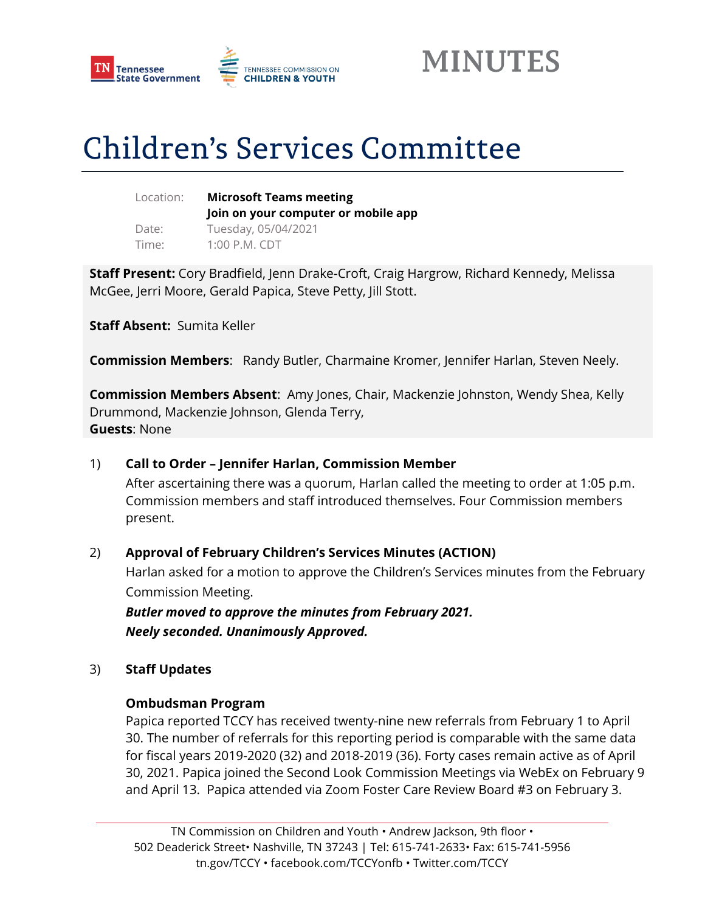# MINUTES

# Children's Services Committee

Location: **Microsoft Teams meeting**
**Join on your computer or mobile app**
Date: Tuesday, 05/04/2021
Time: 1:00 P.M. CDT

**Staff Present:** Cory Bradfield, Jenn Drake-Croft, Craig Hargrow, Richard Kennedy, Melissa McGee, Jerri Moore, Gerald Papica, Steve Petty, Jill Stott.

**Staff Absent:** Sumita Keller

**Commission Members**: Randy Butler, Charmaine Kromer, Jennifer Harlan, Steven Neely.

**Commission Members Absent**: Amy Jones, Chair, Mackenzie Johnston, Wendy Shea, Kelly Drummond, Mackenzie Johnson, Glenda Terry,
**Guests**: None

1) **Call to Order – Jennifer Harlan, Commission Member**

   After ascertaining there was a quorum, Harlan called the meeting to order at 1:05 p.m. Commission members and staff introduced themselves. Four Commission members present.

2) **Approval of February Children's Services Minutes (ACTION)**

   Harlan asked for a motion to approve the Children's Services minutes from the February Commission Meeting.

   ***Butler moved to approve the minutes from February 2021.***
   ***Neely seconded. Unanimously Approved.***

3) **Staff Updates**

   **Ombudsman Program**

   Papica reported TCCY has received twenty-nine new referrals from February 1 to April 30. The number of referrals for this reporting period is comparable with the same data for fiscal years 2019-2020 (32) and 2018-2019 (36). Forty cases remain active as of April 30, 2021. Papica joined the Second Look Commission Meetings via WebEx on February 9 and April 13. Papica attended via Zoom Foster Care Review Board #3 on February 3.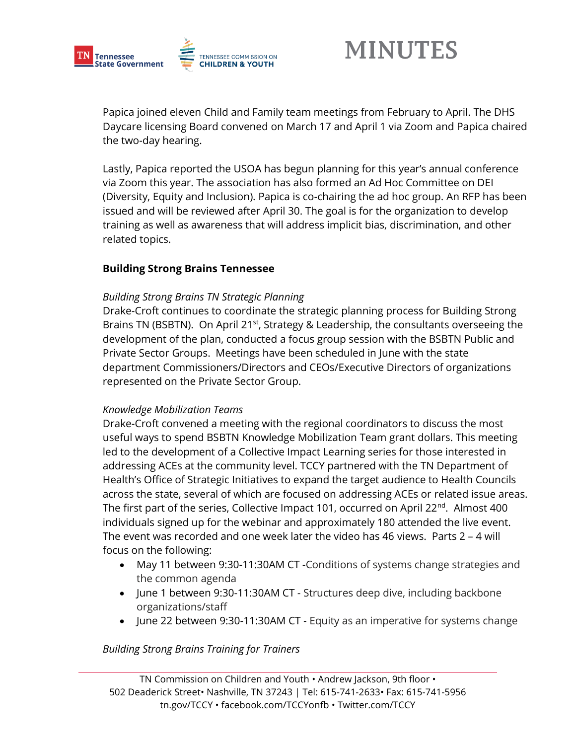Papica joined eleven Child and Family team meetings from February to April. The DHS Daycare licensing Board convened on March 17 and April 1 via Zoom and Papica chaired the two-day hearing.

Lastly, Papica reported the USOA has begun planning for this year's annual conference via Zoom this year. The association has also formed an Ad Hoc Committee on DEI (Diversity, Equity and Inclusion). Papica is co-chairing the ad hoc group. An RFP has been issued and will be reviewed after April 30. The goal is for the organization to develop training as well as awareness that will address implicit bias, discrimination, and other related topics.

**Building Strong Brains Tennessee**

*Building Strong Brains TN Strategic Planning*

Drake-Croft continues to coordinate the strategic planning process for Building Strong Brains TN (BSBTN). On April 21st, Strategy & Leadership, the consultants overseeing the development of the plan, conducted a focus group session with the BSBTN Public and Private Sector Groups. Meetings have been scheduled in June with the state department Commissioners/Directors and CEOs/Executive Directors of organizations represented on the Private Sector Group.

*Knowledge Mobilization Teams*

Drake-Croft convened a meeting with the regional coordinators to discuss the most useful ways to spend BSBTN Knowledge Mobilization Team grant dollars. This meeting led to the development of a Collective Impact Learning series for those interested in addressing ACEs at the community level. TCCY partnered with the TN Department of Health's Office of Strategic Initiatives to expand the target audience to Health Councils across the state, several of which are focused on addressing ACEs or related issue areas. The first part of the series, Collective Impact 101, occurred on April 22nd. Almost 400 individuals signed up for the webinar and approximately 180 attended the live event. The event was recorded and one week later the video has 46 views. Parts 2 – 4 will focus on the following:

- May 11 between 9:30-11:30AM CT -Conditions of systems change strategies and the common agenda
- June 1 between 9:30-11:30AM CT - Structures deep dive, including backbone organizations/staff
- June 22 between 9:30-11:30AM CT - Equity as an imperative for systems change

*Building Strong Brains Training for Trainers*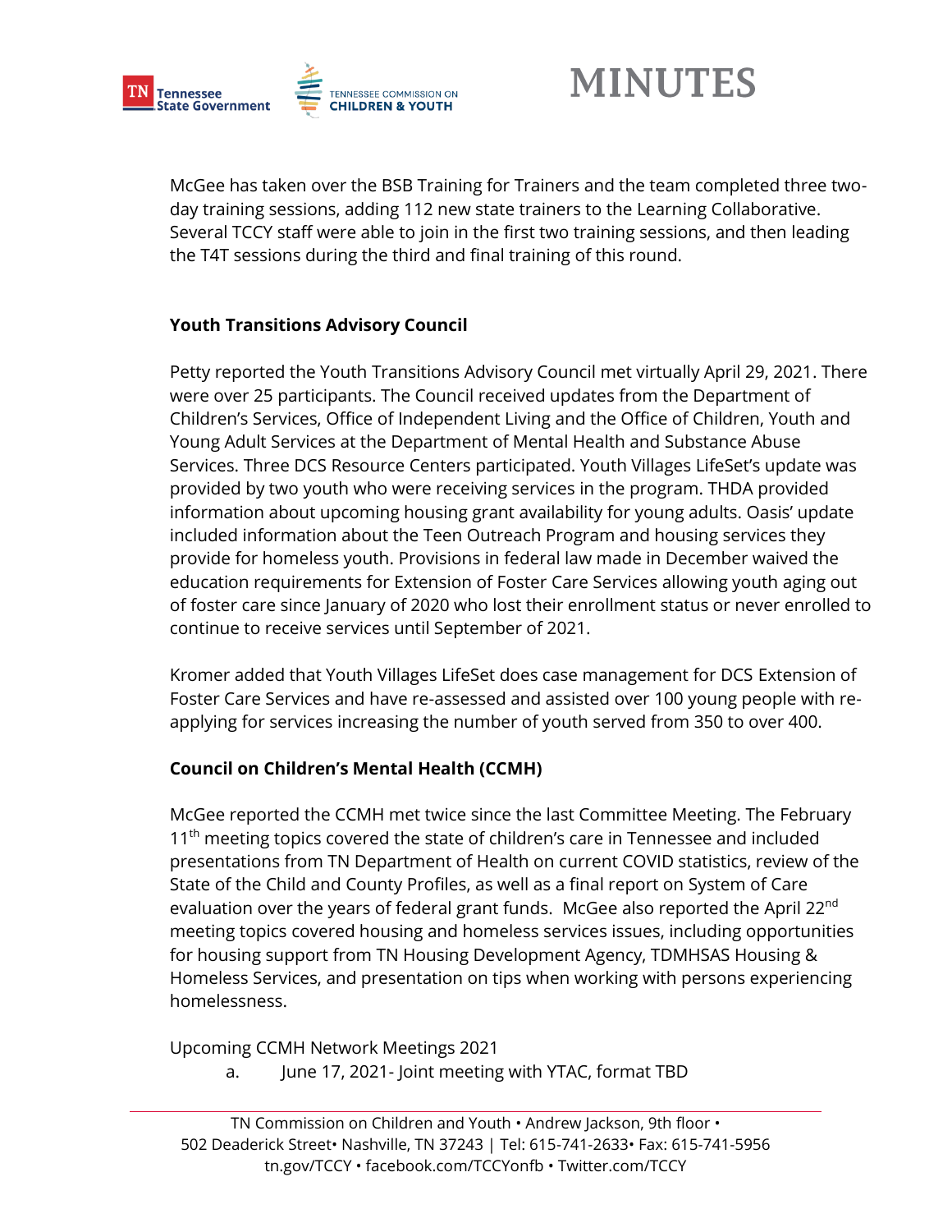McGee has taken over the BSB Training for Trainers and the team completed three two-day training sessions, adding 112 new state trainers to the Learning Collaborative. Several TCCY staff were able to join in the first two training sessions, and then leading the T4T sessions during the third and final training of this round.

**Youth Transitions Advisory Council**

Petty reported the Youth Transitions Advisory Council met virtually April 29, 2021. There were over 25 participants. The Council received updates from the Department of Children's Services, Office of Independent Living and the Office of Children, Youth and Young Adult Services at the Department of Mental Health and Substance Abuse Services. Three DCS Resource Centers participated. Youth Villages LifeSet's update was provided by two youth who were receiving services in the program. THDA provided information about upcoming housing grant availability for young adults. Oasis' update included information about the Teen Outreach Program and housing services they provide for homeless youth. Provisions in federal law made in December waived the education requirements for Extension of Foster Care Services allowing youth aging out of foster care since January of 2020 who lost their enrollment status or never enrolled to continue to receive services until September of 2021.

Kromer added that Youth Villages LifeSet does case management for DCS Extension of Foster Care Services and have re-assessed and assisted over 100 young people with re-applying for services increasing the number of youth served from 350 to over 400.

**Council on Children's Mental Health (CCMH)**

McGee reported the CCMH met twice since the last Committee Meeting. The February 11th meeting topics covered the state of children's care in Tennessee and included presentations from TN Department of Health on current COVID statistics, review of the State of the Child and County Profiles, as well as a final report on System of Care evaluation over the years of federal grant funds. McGee also reported the April 22nd meeting topics covered housing and homeless services issues, including opportunities for housing support from TN Housing Development Agency, TDMHSAS Housing & Homeless Services, and presentation on tips when working with persons experiencing homelessness.

Upcoming CCMH Network Meetings 2021

a. June 17, 2021- Joint meeting with YTAC, format TBD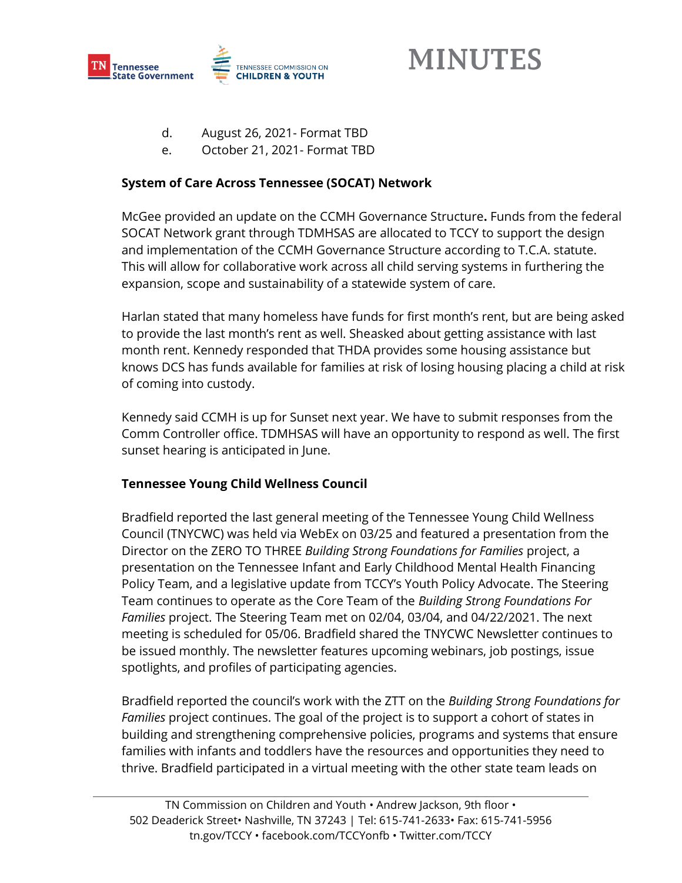d. August 26, 2021- Format TBD

e. October 21, 2021- Format TBD

**System of Care Across Tennessee (SOCAT) Network**

McGee provided an update on the CCMH Governance Structure**.** Funds from the federal SOCAT Network grant through TDMHSAS are allocated to TCCY to support the design and implementation of the CCMH Governance Structure according to T.C.A. statute. This will allow for collaborative work across all child serving systems in furthering the expansion, scope and sustainability of a statewide system of care.

Harlan stated that many homeless have funds for first month's rent, but are being asked to provide the last month's rent as well. Sheasked about getting assistance with last month rent. Kennedy responded that THDA provides some housing assistance but knows DCS has funds available for families at risk of losing housing placing a child at risk of coming into custody.

Kennedy said CCMH is up for Sunset next year. We have to submit responses from the Comm Controller office. TDMHSAS will have an opportunity to respond as well. The first sunset hearing is anticipated in June.

**Tennessee Young Child Wellness Council**

Bradfield reported the last general meeting of the Tennessee Young Child Wellness Council (TNYCWC) was held via WebEx on 03/25 and featured a presentation from the Director on the ZERO TO THREE *Building Strong Foundations for Families* project, a presentation on the Tennessee Infant and Early Childhood Mental Health Financing Policy Team, and a legislative update from TCCY's Youth Policy Advocate. The Steering Team continues to operate as the Core Team of the *Building Strong Foundations For Families* project. The Steering Team met on 02/04, 03/04, and 04/22/2021. The next meeting is scheduled for 05/06. Bradfield shared the TNYCWC Newsletter continues to be issued monthly. The newsletter features upcoming webinars, job postings, issue spotlights, and profiles of participating agencies.

Bradfield reported the council's work with the ZTT on the *Building Strong Foundations for Families* project continues. The goal of the project is to support a cohort of states in building and strengthening comprehensive policies, programs and systems that ensure families with infants and toddlers have the resources and opportunities they need to thrive. Bradfield participated in a virtual meeting with the other state team leads on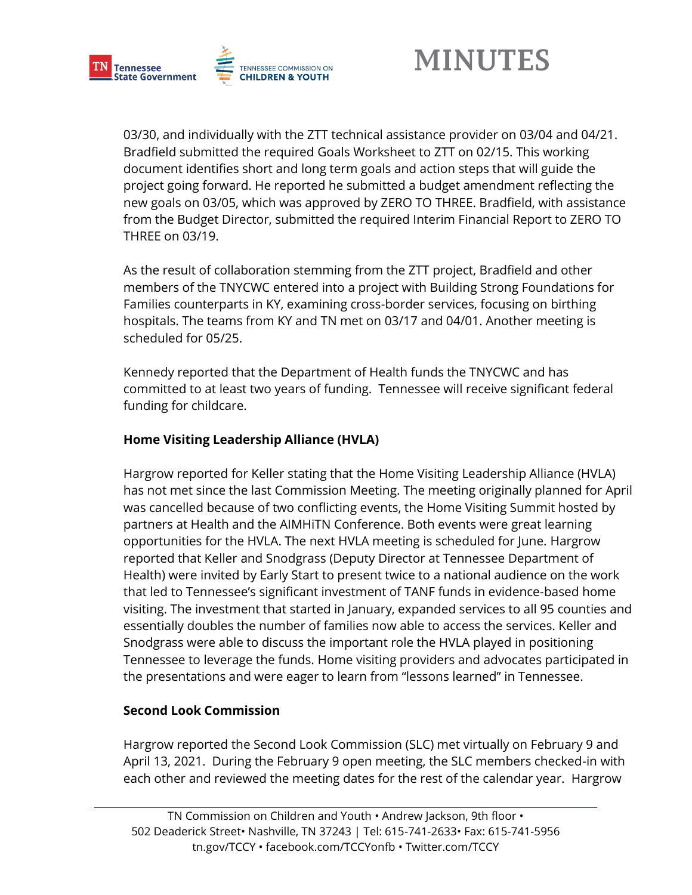03/30, and individually with the ZTT technical assistance provider on 03/04 and 04/21. Bradfield submitted the required Goals Worksheet to ZTT on 02/15. This working document identifies short and long term goals and action steps that will guide the project going forward. He reported he submitted a budget amendment reflecting the new goals on 03/05, which was approved by ZERO TO THREE. Bradfield, with assistance from the Budget Director, submitted the required Interim Financial Report to ZERO TO THREE on 03/19.

As the result of collaboration stemming from the ZTT project, Bradfield and other members of the TNYCWC entered into a project with Building Strong Foundations for Families counterparts in KY, examining cross-border services, focusing on birthing hospitals. The teams from KY and TN met on 03/17 and 04/01. Another meeting is scheduled for 05/25.

Kennedy reported that the Department of Health funds the TNYCWC and has committed to at least two years of funding. Tennessee will receive significant federal funding for childcare.

**Home Visiting Leadership Alliance (HVLA)**

Hargrow reported for Keller stating that the Home Visiting Leadership Alliance (HVLA) has not met since the last Commission Meeting. The meeting originally planned for April was cancelled because of two conflicting events, the Home Visiting Summit hosted by partners at Health and the AIMHiTN Conference. Both events were great learning opportunities for the HVLA. The next HVLA meeting is scheduled for June. Hargrow reported that Keller and Snodgrass (Deputy Director at Tennessee Department of Health) were invited by Early Start to present twice to a national audience on the work that led to Tennessee's significant investment of TANF funds in evidence-based home visiting. The investment that started in January, expanded services to all 95 counties and essentially doubles the number of families now able to access the services. Keller and Snodgrass were able to discuss the important role the HVLA played in positioning Tennessee to leverage the funds. Home visiting providers and advocates participated in the presentations and were eager to learn from "lessons learned" in Tennessee.

**Second Look Commission**

Hargrow reported the Second Look Commission (SLC) met virtually on February 9 and April 13, 2021. During the February 9 open meeting, the SLC members checked-in with each other and reviewed the meeting dates for the rest of the calendar year. Hargrow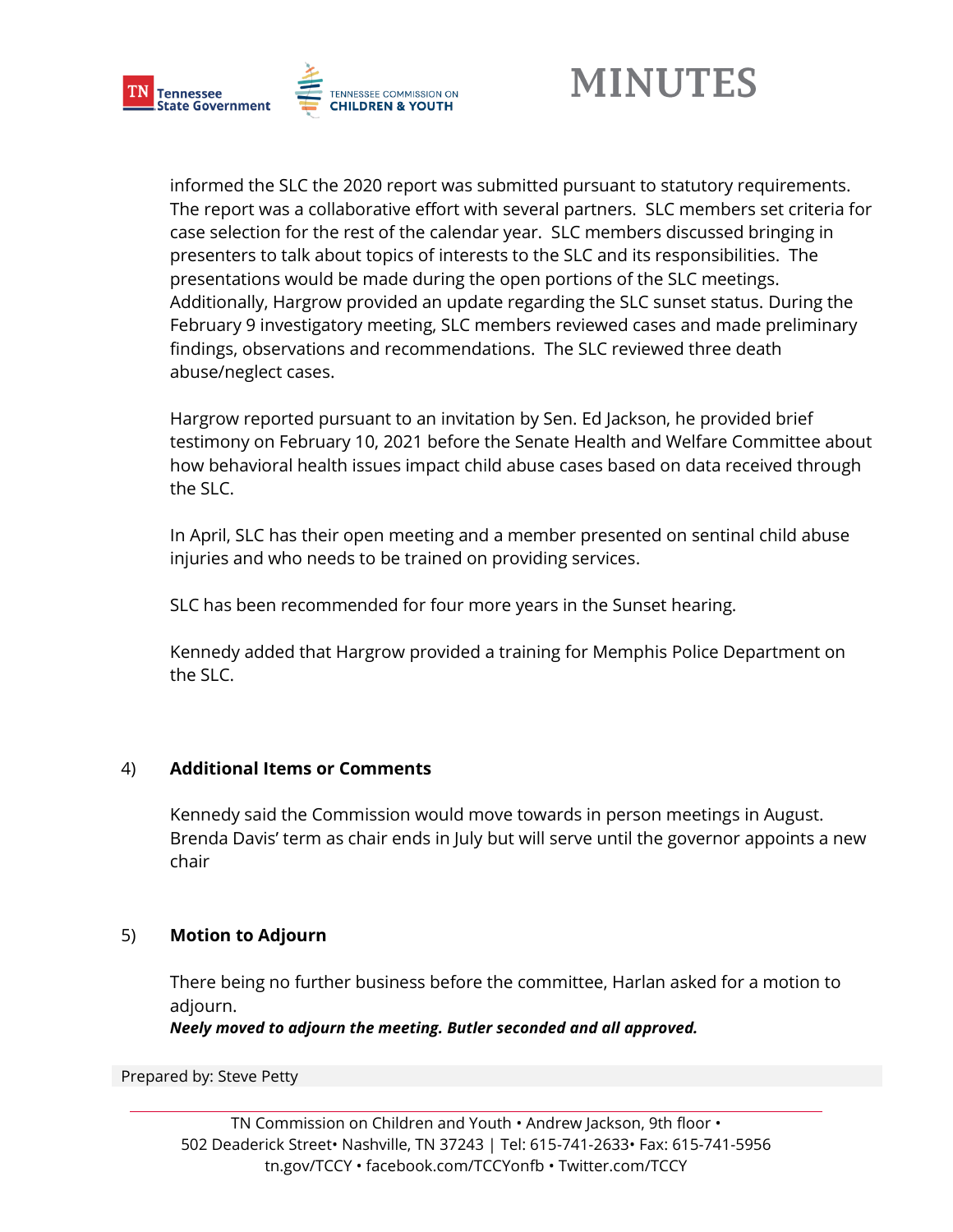informed the SLC the 2020 report was submitted pursuant to statutory requirements. The report was a collaborative effort with several partners. SLC members set criteria for case selection for the rest of the calendar year. SLC members discussed bringing in presenters to talk about topics of interests to the SLC and its responsibilities. The presentations would be made during the open portions of the SLC meetings. Additionally, Hargrow provided an update regarding the SLC sunset status. During the February 9 investigatory meeting, SLC members reviewed cases and made preliminary findings, observations and recommendations. The SLC reviewed three death abuse/neglect cases.

Hargrow reported pursuant to an invitation by Sen. Ed Jackson, he provided brief testimony on February 10, 2021 before the Senate Health and Welfare Committee about how behavioral health issues impact child abuse cases based on data received through the SLC.

In April, SLC has their open meeting and a member presented on sentinal child abuse injuries and who needs to be trained on providing services.

SLC has been recommended for four more years in the Sunset hearing.

Kennedy added that Hargrow provided a training for Memphis Police Department on the SLC.

4) **Additional Items or Comments**

Kennedy said the Commission would move towards in person meetings in August. Brenda Davis' term as chair ends in July but will serve until the governor appoints a new chair

5) **Motion to Adjourn**

There being no further business before the committee, Harlan asked for a motion to adjourn.
***Neely moved to adjourn the meeting. Butler seconded and all approved.***

Prepared by: Steve Petty